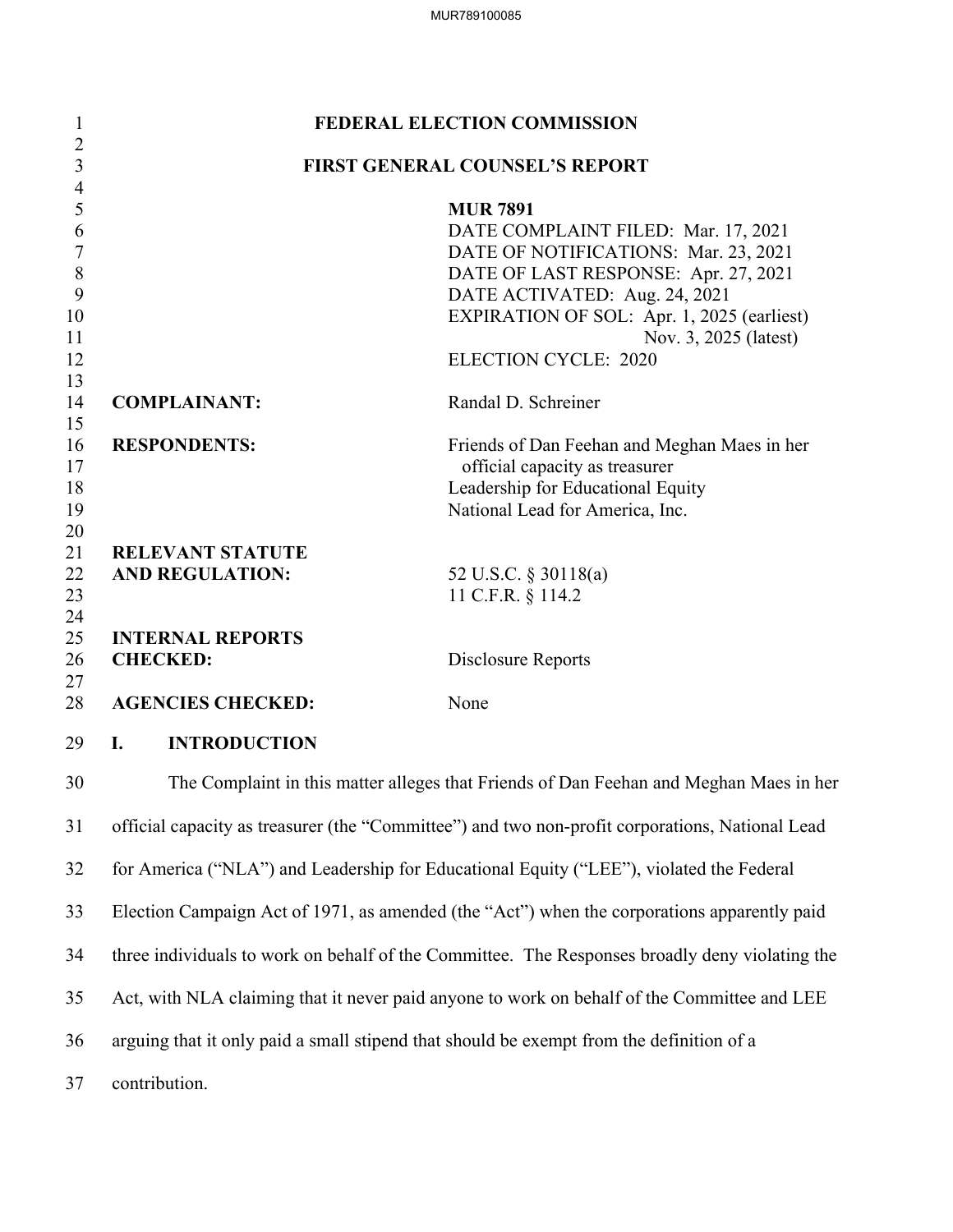# FEDERAL ELECTION COMMISSION

## FIRST GENERAL COUNSEL'S REPORT

**MUR 7891**
DATE COMPLAINT FILED: Mar. 17, 2021
DATE OF NOTIFICATIONS: Mar. 23, 2021
DATE OF LAST RESPONSE: Apr. 27, 2021
DATE ACTIVATED: Aug. 24, 2021
EXPIRATION OF SOL: Apr. 1, 2025 (earliest)
Nov. 3, 2025 (latest)
ELECTION CYCLE: 2020

**COMPLAINANT:** Randal D. Schreiner

**RESPONDENTS:** Friends of Dan Feehan and Meghan Maes in her official capacity as treasurer
Leadership for Educational Equity
National Lead for America, Inc.

**RELEVANT STATUTE AND REGULATION:** 52 U.S.C. § 30118(a)
11 C.F.R. § 114.2

**INTERNAL REPORTS CHECKED:** Disclosure Reports

**AGENCIES CHECKED:** None

## I. INTRODUCTION

The Complaint in this matter alleges that Friends of Dan Feehan and Meghan Maes in her official capacity as treasurer (the "Committee") and two non-profit corporations, National Lead for America ("NLA") and Leadership for Educational Equity ("LEE"), violated the Federal Election Campaign Act of 1971, as amended (the "Act") when the corporations apparently paid three individuals to work on behalf of the Committee. The Responses broadly deny violating the Act, with NLA claiming that it never paid anyone to work on behalf of the Committee and LEE arguing that it only paid a small stipend that should be exempt from the definition of a contribution.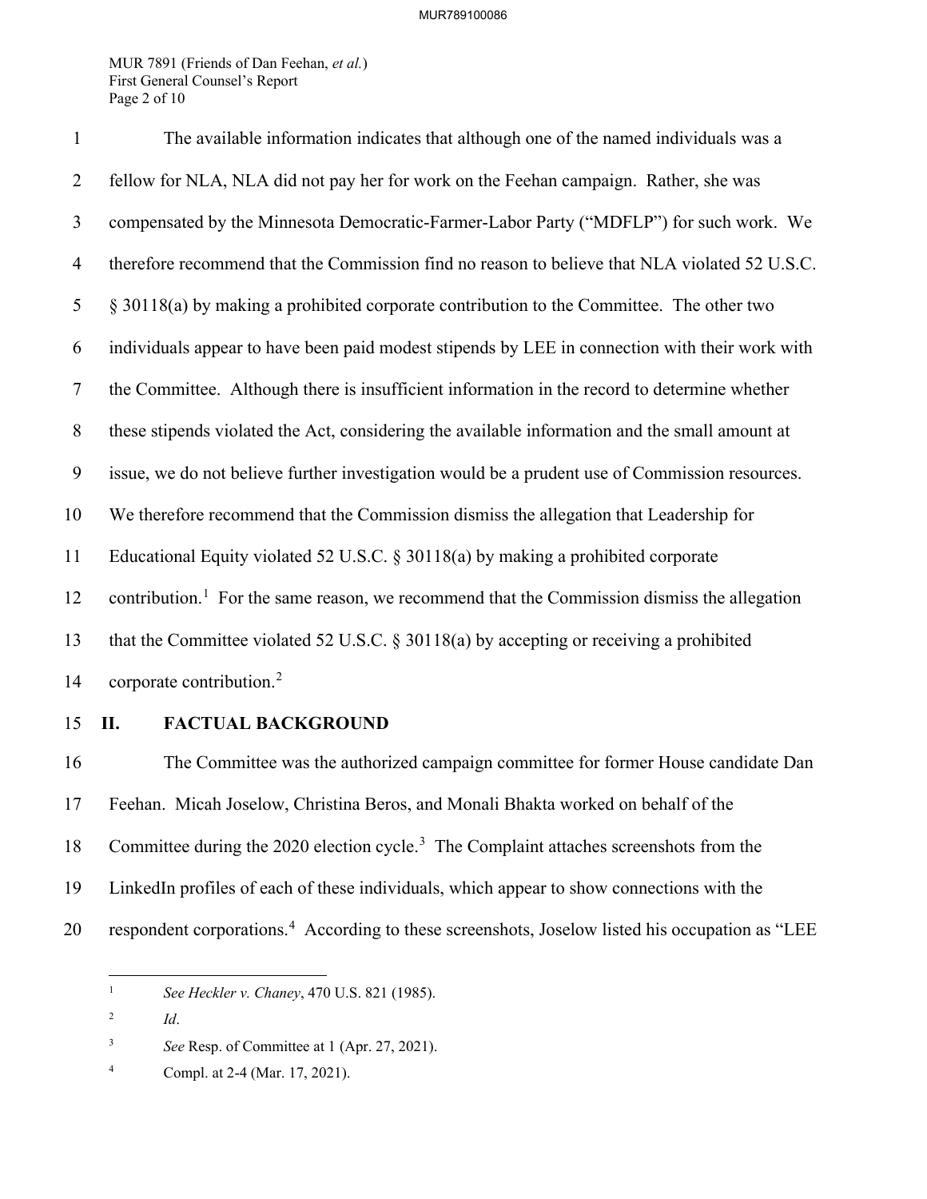The available information indicates that although one of the named individuals was a fellow for NLA, NLA did not pay her for work on the Feehan campaign. Rather, she was compensated by the Minnesota Democratic-Farmer-Labor Party ("MDFLP") for such work. We therefore recommend that the Commission find no reason to believe that NLA violated 52 U.S.C. § 30118(a) by making a prohibited corporate contribution to the Committee. The other two individuals appear to have been paid modest stipends by LEE in connection with their work with the Committee. Although there is insufficient information in the record to determine whether these stipends violated the Act, considering the available information and the small amount at issue, we do not believe further investigation would be a prudent use of Commission resources. We therefore recommend that the Commission dismiss the allegation that Leadership for Educational Equity violated 52 U.S.C. § 30118(a) by making a prohibited corporate contribution.[1] For the same reason, we recommend that the Commission dismiss the allegation that the Committee violated 52 U.S.C. § 30118(a) by accepting or receiving a prohibited corporate contribution.[2]

## II. FACTUAL BACKGROUND

The Committee was the authorized campaign committee for former House candidate Dan Feehan. Micah Joselow, Christina Beros, and Monali Bhakta worked on behalf of the Committee during the 2020 election cycle.[3] The Complaint attaches screenshots from the LinkedIn profiles of each of these individuals, which appear to show connections with the respondent corporations.[4] According to these screenshots, Joselow listed his occupation as "LEE

---

[1] *See Heckler v. Chaney*, 470 U.S. 821 (1985).

[2] *Id*.

[3] *See* Resp. of Committee at 1 (Apr. 27, 2021).

[4] Compl. at 2-4 (Mar. 17, 2021).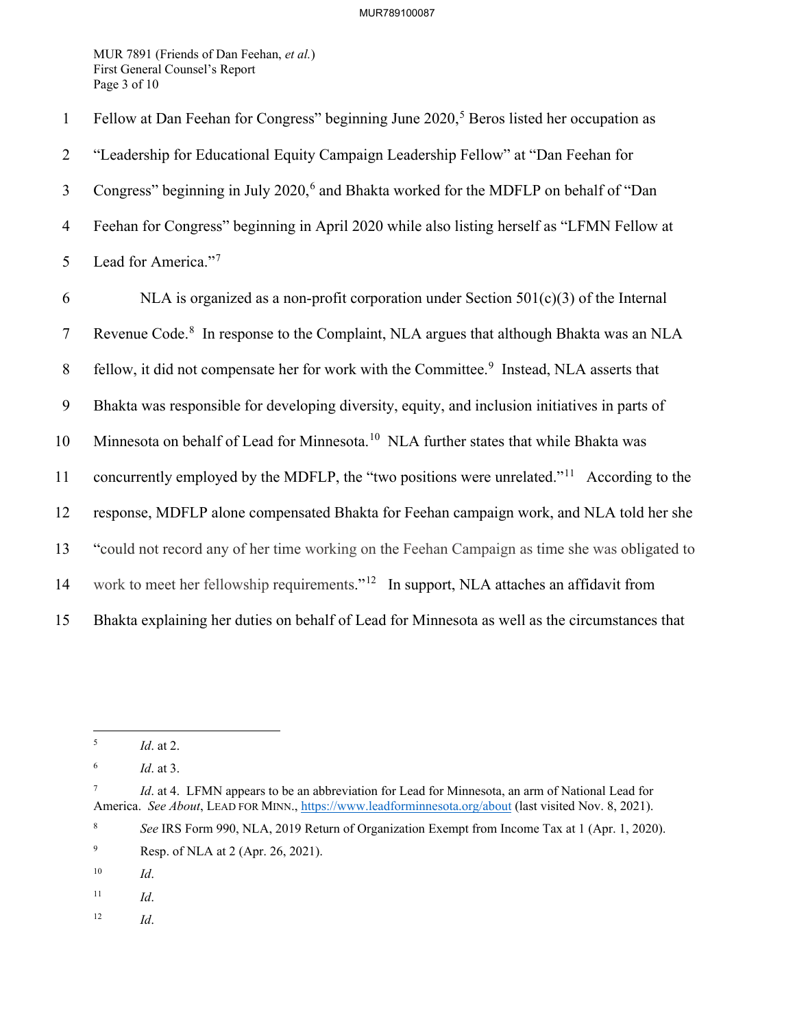Fellow at Dan Feehan for Congress" beginning June 2020,[5] Beros listed her occupation as "Leadership for Educational Equity Campaign Leadership Fellow" at "Dan Feehan for Congress" beginning in July 2020,[6] and Bhakta worked for the MDFLP on behalf of "Dan Feehan for Congress" beginning in April 2020 while also listing herself as "LFMN Fellow at Lead for America."[7]

NLA is organized as a non-profit corporation under Section 501(c)(3) of the Internal Revenue Code.[8] In response to the Complaint, NLA argues that although Bhakta was an NLA fellow, it did not compensate her for work with the Committee.[9] Instead, NLA asserts that Bhakta was responsible for developing diversity, equity, and inclusion initiatives in parts of Minnesota on behalf of Lead for Minnesota.[10] NLA further states that while Bhakta was concurrently employed by the MDFLP, the "two positions were unrelated."[11] According to the response, MDFLP alone compensated Bhakta for Feehan campaign work, and NLA told her she "could not record any of her time working on the Feehan Campaign as time she was obligated to work to meet her fellowship requirements."[12] In support, NLA attaches an affidavit from Bhakta explaining her duties on behalf of Lead for Minnesota as well as the circumstances that

---

[5] *Id*. at 2.

[6] *Id*. at 3.

[7] *Id*. at 4. LFMN appears to be an abbreviation for Lead for Minnesota, an arm of National Lead for America. *See About*, LEAD FOR MINN., https://www.leadforminnesota.org/about (last visited Nov. 8, 2021).

[8] *See* IRS Form 990, NLA, 2019 Return of Organization Exempt from Income Tax at 1 (Apr. 1, 2020).

[9] Resp. of NLA at 2 (Apr. 26, 2021).

[10] *Id*.

[11] *Id*.

[12] *Id*.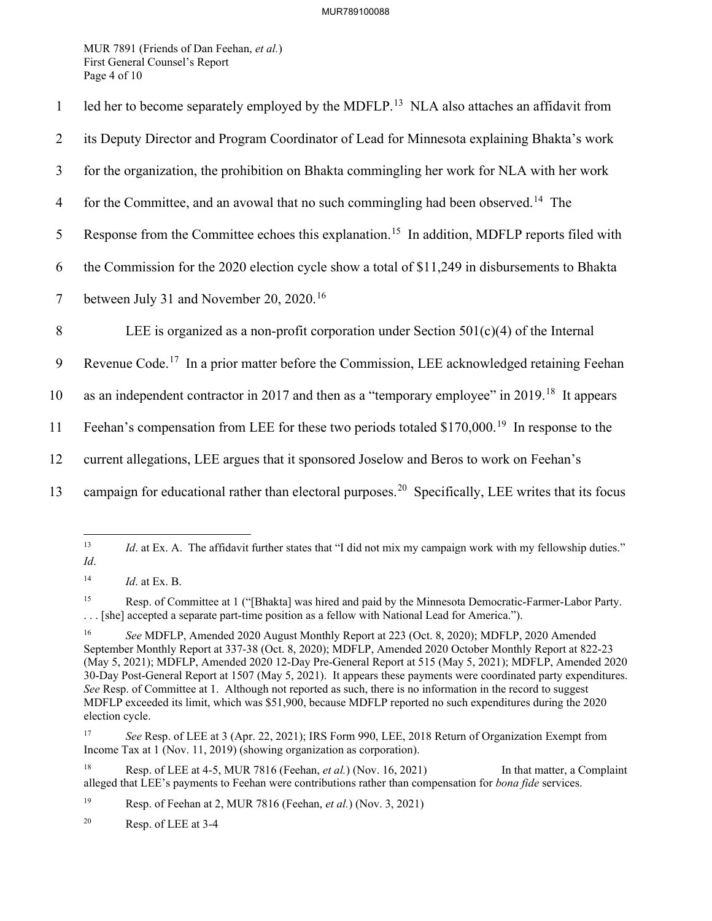led her to become separately employed by the MDFLP.[13] NLA also attaches an affidavit from its Deputy Director and Program Coordinator of Lead for Minnesota explaining Bhakta's work for the organization, the prohibition on Bhakta commingling her work for NLA with her work for the Committee, and an avowal that no such commingling had been observed.[14] The Response from the Committee echoes this explanation.[15] In addition, MDFLP reports filed with the Commission for the 2020 election cycle show a total of $11,249 in disbursements to Bhakta between July 31 and November 20, 2020.[16]

LEE is organized as a non-profit corporation under Section 501(c)(4) of the Internal Revenue Code.[17] In a prior matter before the Commission, LEE acknowledged retaining Feehan as an independent contractor in 2017 and then as a "temporary employee" in 2019.[18] It appears Feehan's compensation from LEE for these two periods totaled $170,000.[19] In response to the current allegations, LEE argues that it sponsored Joselow and Beros to work on Feehan's campaign for educational rather than electoral purposes.[20] Specifically, LEE writes that its focus

---

[13] *Id*. at Ex. A. The affidavit further states that "I did not mix my campaign work with my fellowship duties." *Id*.

[14] *Id*. at Ex. B.

[15] Resp. of Committee at 1 ("[Bhakta] was hired and paid by the Minnesota Democratic-Farmer-Labor Party. . . . [she] accepted a separate part-time position as a fellow with National Lead for America.").

[16] *See* MDFLP, Amended 2020 August Monthly Report at 223 (Oct. 8, 2020); MDFLP, 2020 Amended September Monthly Report at 337-38 (Oct. 8, 2020); MDFLP, Amended 2020 October Monthly Report at 822-23 (May 5, 2021); MDFLP, Amended 2020 12-Day Pre-General Report at 515 (May 5, 2021); MDFLP, Amended 2020 30-Day Post-General Report at 1507 (May 5, 2021). It appears these payments were coordinated party expenditures. *See* Resp. of Committee at 1. Although not reported as such, there is no information in the record to suggest MDFLP exceeded its limit, which was $51,900, because MDFLP reported no such expenditures during the 2020 election cycle.

[17] *See* Resp. of LEE at 3 (Apr. 22, 2021); IRS Form 990, LEE, 2018 Return of Organization Exempt from Income Tax at 1 (Nov. 11, 2019) (showing organization as corporation).

[18] Resp. of LEE at 4-5, MUR 7816 (Feehan, *et al.*) (Nov. 16, 2021) In that matter, a Complaint alleged that LEE's payments to Feehan were contributions rather than compensation for *bona fide* services.

[19] Resp. of Feehan at 2, MUR 7816 (Feehan, *et al.*) (Nov. 3, 2021)

[20] Resp. of LEE at 3-4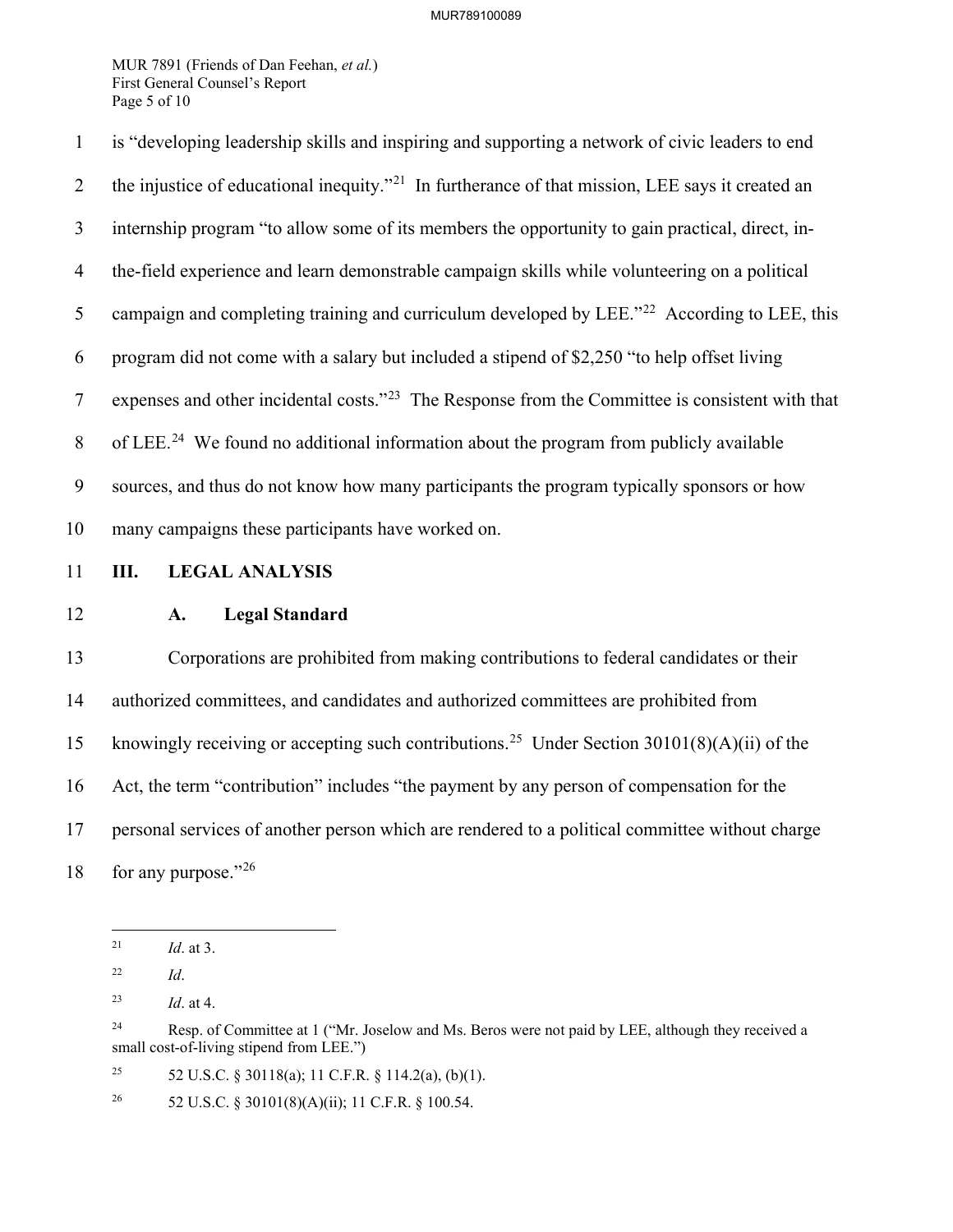is "developing leadership skills and inspiring and supporting a network of civic leaders to end the injustice of educational inequity."[21] In furtherance of that mission, LEE says it created an internship program "to allow some of its members the opportunity to gain practical, direct, in-the-field experience and learn demonstrable campaign skills while volunteering on a political campaign and completing training and curriculum developed by LEE."[22] According to LEE, this program did not come with a salary but included a stipend of $2,250 "to help offset living expenses and other incidental costs."[23] The Response from the Committee is consistent with that of LEE.[24] We found no additional information about the program from publicly available sources, and thus do not know how many participants the program typically sponsors or how many campaigns these participants have worked on.

## III. LEGAL ANALYSIS

### A. Legal Standard

Corporations are prohibited from making contributions to federal candidates or their authorized committees, and candidates and authorized committees are prohibited from knowingly receiving or accepting such contributions.[25] Under Section 30101(8)(A)(ii) of the Act, the term "contribution" includes "the payment by any person of compensation for the personal services of another person which are rendered to a political committee without charge for any purpose."[26]

---

[21] *Id*. at 3.

[22] *Id*.

[23] *Id*. at 4.

[24] Resp. of Committee at 1 ("Mr. Joselow and Ms. Beros were not paid by LEE, although they received a small cost-of-living stipend from LEE.")

[25] 52 U.S.C. § 30118(a); 11 C.F.R. § 114.2(a), (b)(1).

[26] 52 U.S.C. § 30101(8)(A)(ii); 11 C.F.R. § 100.54.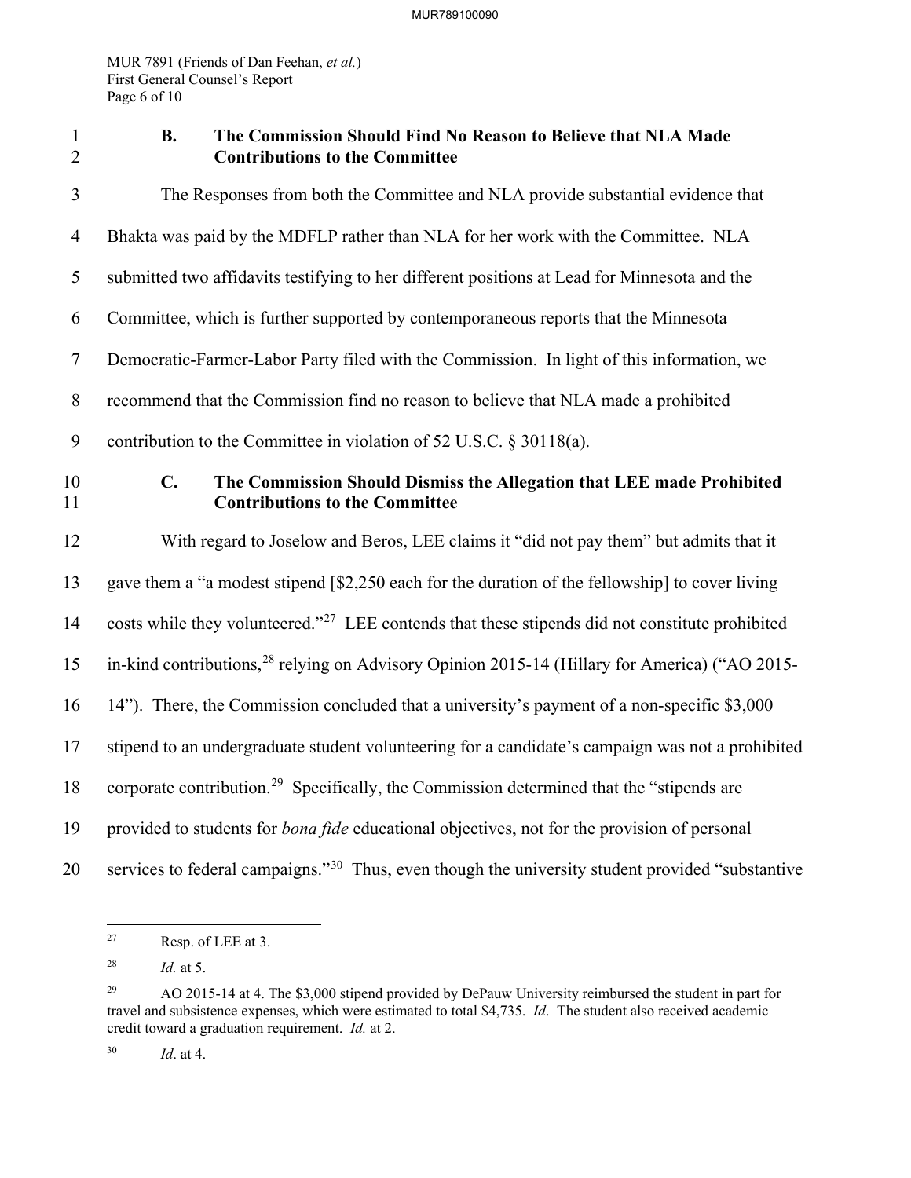### B. The Commission Should Find No Reason to Believe that NLA Made Contributions to the Committee

The Responses from both the Committee and NLA provide substantial evidence that Bhakta was paid by the MDFLP rather than NLA for her work with the Committee. NLA submitted two affidavits testifying to her different positions at Lead for Minnesota and the Committee, which is further supported by contemporaneous reports that the Minnesota Democratic-Farmer-Labor Party filed with the Commission. In light of this information, we recommend that the Commission find no reason to believe that NLA made a prohibited contribution to the Committee in violation of 52 U.S.C. § 30118(a).

### C. The Commission Should Dismiss the Allegation that LEE made Prohibited Contributions to the Committee

With regard to Joselow and Beros, LEE claims it "did not pay them" but admits that it gave them a "a modest stipend [$2,250 each for the duration of the fellowship] to cover living costs while they volunteered."[27] LEE contends that these stipends did not constitute prohibited in-kind contributions,[28] relying on Advisory Opinion 2015-14 (Hillary for America) ("AO 2015-14"). There, the Commission concluded that a university's payment of a non-specific $3,000 stipend to an undergraduate student volunteering for a candidate's campaign was not a prohibited corporate contribution.[29] Specifically, the Commission determined that the "stipends are provided to students for *bona fide* educational objectives, not for the provision of personal services to federal campaigns."[30] Thus, even though the university student provided "substantive

---

[27] Resp. of LEE at 3.

[28] *Id.* at 5.

[29] AO 2015-14 at 4. The $3,000 stipend provided by DePauw University reimbursed the student in part for travel and subsistence expenses, which were estimated to total $4,735. *Id*. The student also received academic credit toward a graduation requirement. *Id.* at 2.

[30] *Id*. at 4.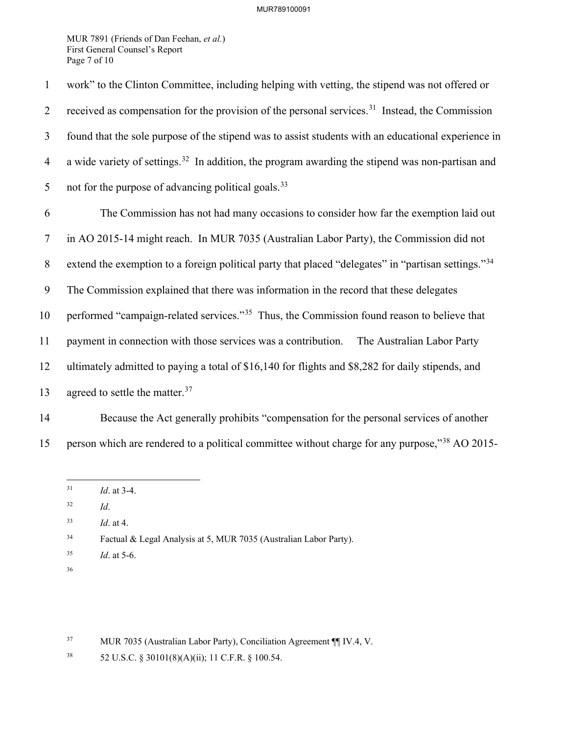work" to the Clinton Committee, including helping with vetting, the stipend was not offered or received as compensation for the provision of the personal services.[31] Instead, the Commission found that the sole purpose of the stipend was to assist students with an educational experience in a wide variety of settings.[32] In addition, the program awarding the stipend was non-partisan and not for the purpose of advancing political goals.[33]

The Commission has not had many occasions to consider how far the exemption laid out in AO 2015-14 might reach. In MUR 7035 (Australian Labor Party), the Commission did not extend the exemption to a foreign political party that placed "delegates" in "partisan settings."[34] The Commission explained that there was information in the record that these delegates performed "campaign-related services."[35] Thus, the Commission found reason to believe that payment in connection with those services was a contribution. The Australian Labor Party ultimately admitted to paying a total of $16,140 for flights and $8,282 for daily stipends, and agreed to settle the matter.[37]

Because the Act generally prohibits "compensation for the personal services of another person which are rendered to a political committee without charge for any purpose,"[38] AO 2015-

---

[31] *Id*. at 3-4.

[32] *Id*.

[33] *Id*. at 4.

[34] Factual & Legal Analysis at 5, MUR 7035 (Australian Labor Party).

[35] *Id*. at 5-6.

[36]

[37] MUR 7035 (Australian Labor Party), Conciliation Agreement ¶¶ IV.4, V.

[38] 52 U.S.C. § 30101(8)(A)(ii); 11 C.F.R. § 100.54.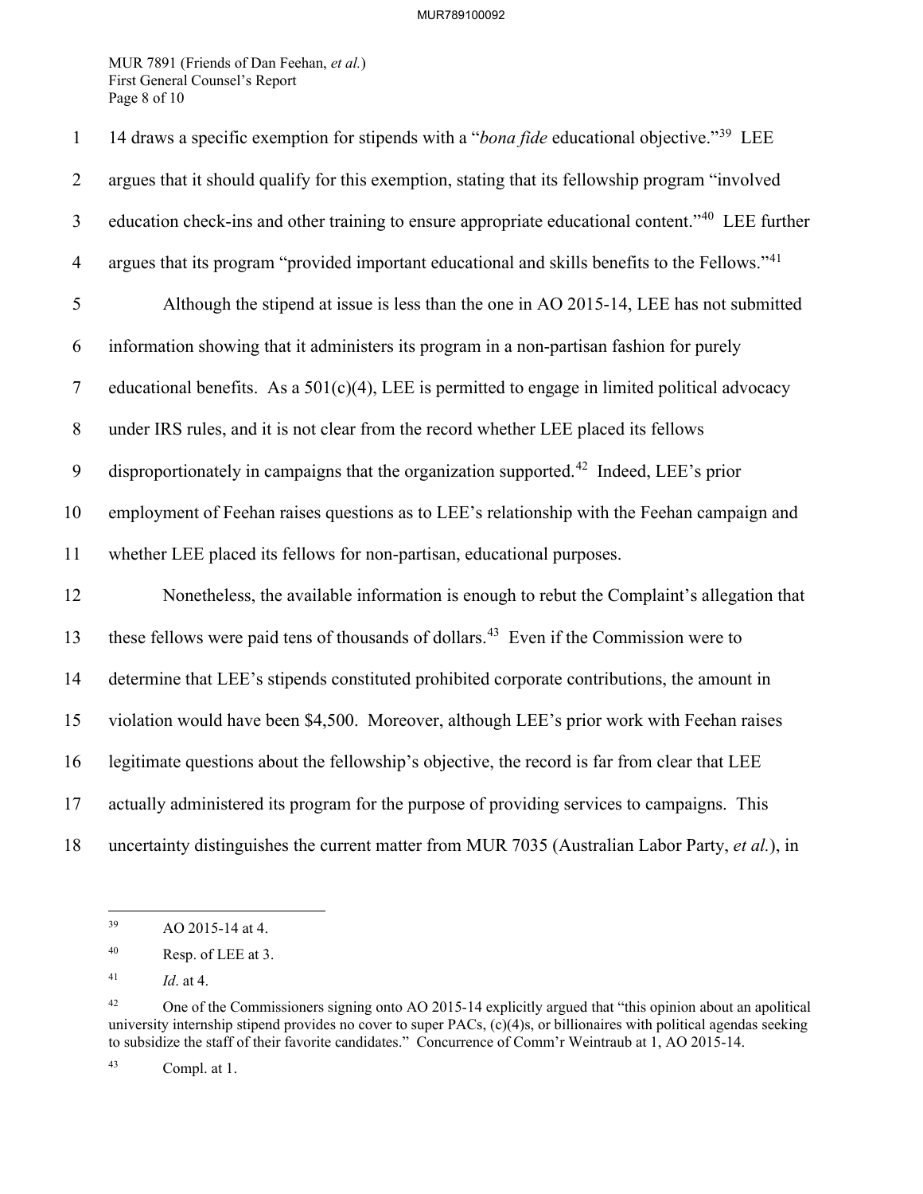14 draws a specific exemption for stipends with a "*bona fide* educational objective."[39] LEE argues that it should qualify for this exemption, stating that its fellowship program "involved education check-ins and other training to ensure appropriate educational content."[40] LEE further argues that its program "provided important educational and skills benefits to the Fellows."[41]

Although the stipend at issue is less than the one in AO 2015-14, LEE has not submitted information showing that it administers its program in a non-partisan fashion for purely educational benefits. As a 501(c)(4), LEE is permitted to engage in limited political advocacy under IRS rules, and it is not clear from the record whether LEE placed its fellows disproportionately in campaigns that the organization supported.[42] Indeed, LEE's prior employment of Feehan raises questions as to LEE's relationship with the Feehan campaign and whether LEE placed its fellows for non-partisan, educational purposes.

Nonetheless, the available information is enough to rebut the Complaint's allegation that these fellows were paid tens of thousands of dollars.[43] Even if the Commission were to determine that LEE's stipends constituted prohibited corporate contributions, the amount in violation would have been $4,500. Moreover, although LEE's prior work with Feehan raises legitimate questions about the fellowship's objective, the record is far from clear that LEE actually administered its program for the purpose of providing services to campaigns. This uncertainty distinguishes the current matter from MUR 7035 (Australian Labor Party, *et al.*), in

---

[39] AO 2015-14 at 4.

[40] Resp. of LEE at 3.

[41] *Id*. at 4.

[42] One of the Commissioners signing onto AO 2015-14 explicitly argued that "this opinion about an apolitical university internship stipend provides no cover to super PACs, (c)(4)s, or billionaires with political agendas seeking to subsidize the staff of their favorite candidates." Concurrence of Comm'r Weintraub at 1, AO 2015-14.

[43] Compl. at 1.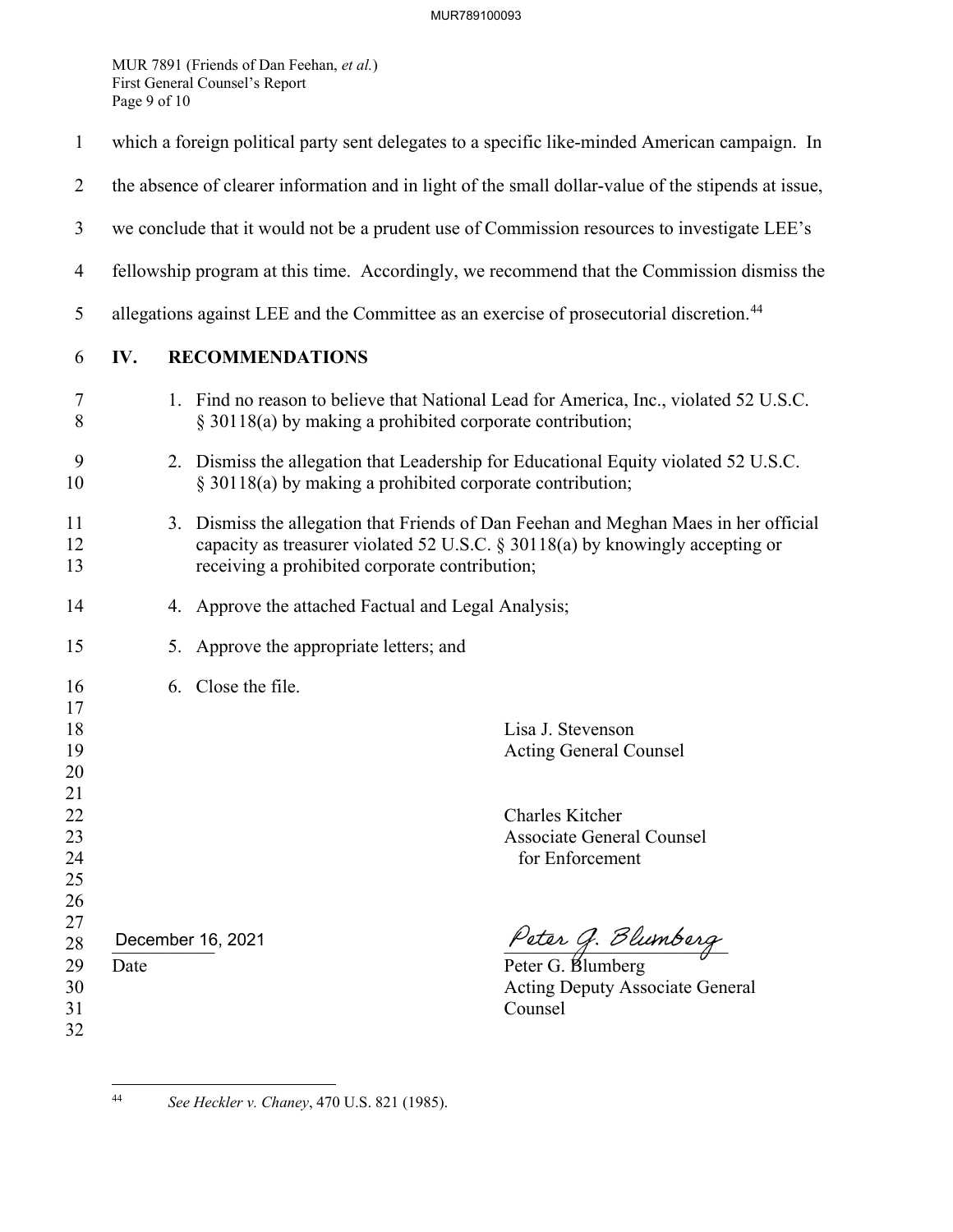which a foreign political party sent delegates to a specific like-minded American campaign. In the absence of clearer information and in light of the small dollar-value of the stipends at issue, we conclude that it would not be a prudent use of Commission resources to investigate LEE's fellowship program at this time. Accordingly, we recommend that the Commission dismiss the allegations against LEE and the Committee as an exercise of prosecutorial discretion.[44]

## IV. RECOMMENDATIONS

1. Find no reason to believe that National Lead for America, Inc., violated 52 U.S.C. § 30118(a) by making a prohibited corporate contribution;
2. Dismiss the allegation that Leadership for Educational Equity violated 52 U.S.C. § 30118(a) by making a prohibited corporate contribution;
3. Dismiss the allegation that Friends of Dan Feehan and Meghan Maes in her official capacity as treasurer violated 52 U.S.C. § 30118(a) by knowingly accepting or receiving a prohibited corporate contribution;
4. Approve the attached Factual and Legal Analysis;
5. Approve the appropriate letters; and
6. Close the file.

Lisa J. Stevenson
Acting General Counsel

Charles Kitcher
Associate General Counsel
for Enforcement

December 16, 2021
Date

*Peter G. Blumberg*
Peter G. Blumberg
Acting Deputy Associate General Counsel

---

[44] *See Heckler v. Chaney*, 470 U.S. 821 (1985).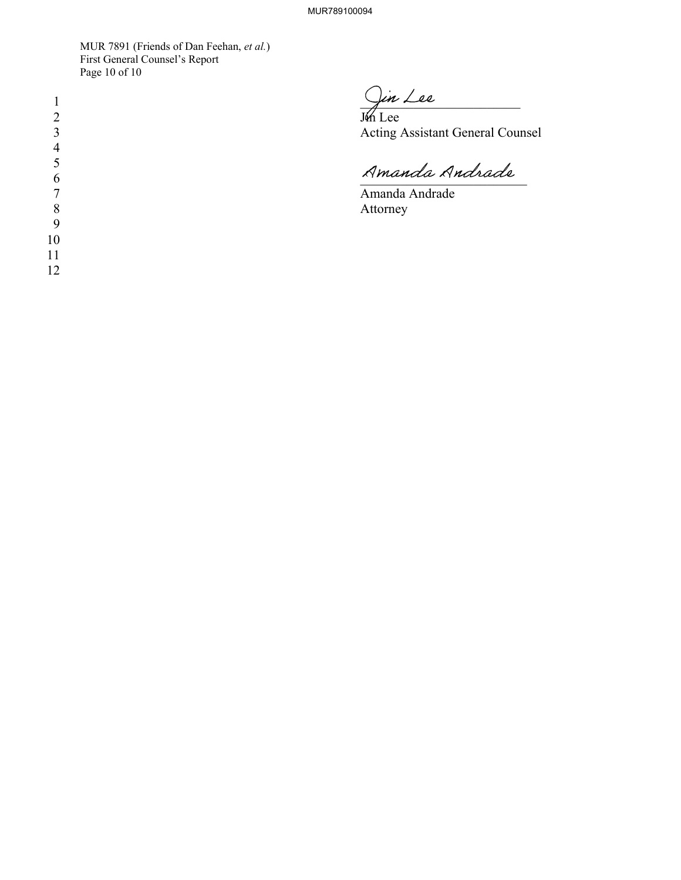Jin Lee
Acting Assistant General Counsel

Amanda Andrade
Attorney